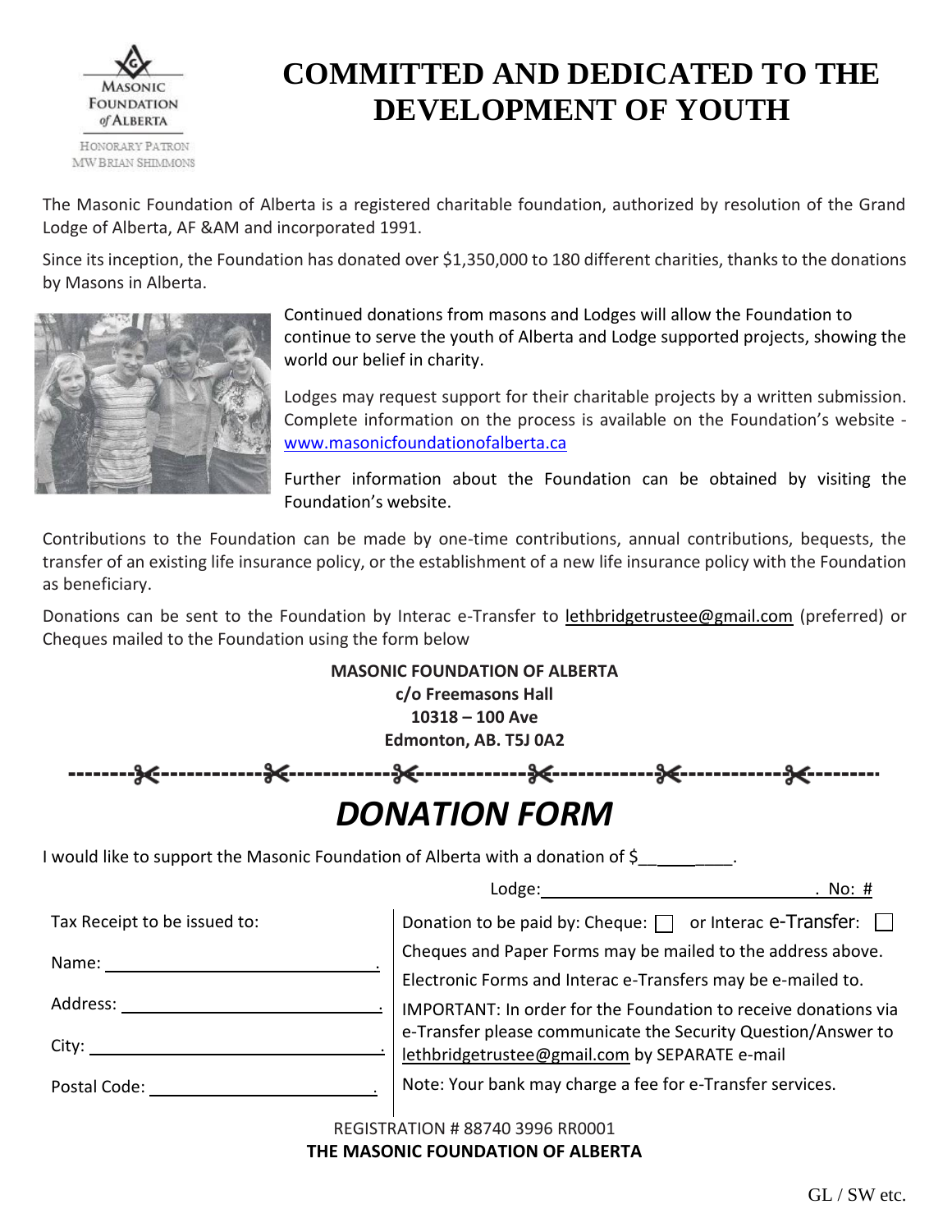MASONIC FOUNDATION of ALBERTA

HONORARY PATRON
MW BRIAN SHIMMONS

# COMMITTED AND DEDICATED TO THE DEVELOPMENT OF YOUTH

The Masonic Foundation of Alberta is a registered charitable foundation, authorized by resolution of the Grand Lodge of Alberta, AF &AM and incorporated 1991.

Since its inception, the Foundation has donated over $1,350,000 to 180 different charities, thanks to the donations by Masons in Alberta.

Continued donations from masons and Lodges will allow the Foundation to continue to serve the youth of Alberta and Lodge supported projects, showing the world our belief in charity.

Lodges may request support for their charitable projects by a written submission. Complete information on the process is available on the Foundation's website - www.masonicfoundationofalberta.ca

Further information about the Foundation can be obtained by visiting the Foundation's website.

Contributions to the Foundation can be made by one-time contributions, annual contributions, bequests, the transfer of an existing life insurance policy, or the establishment of a new life insurance policy with the Foundation as beneficiary.

Donations can be sent to the Foundation by Interac e-Transfer to lethbridgetrustee@gmail.com (preferred) or Cheques mailed to the Foundation using the form below

**MASONIC FOUNDATION OF ALBERTA**
**c/o Freemasons Hall**
**10318 – 100 Ave**
**Edmonton, AB. T5J 0A2**

---

## *DONATION FORM*

I would like to support the Masonic Foundation of Alberta with a donation of $__________.

Lodge: ______________________________. No: #

| Tax Receipt to be issued to: | Donation to be paid by: Cheque: ☐ or Interac e-Transfer: ☐ |
|---|---|
| Name: ______________________. | Cheques and Paper Forms may be mailed to the address above. |
| | Electronic Forms and Interac e-Transfers may be e-mailed to. |
| Address: ______________________. | IMPORTANT: In order for the Foundation to receive donations via e-Transfer please communicate the Security Question/Answer to lethbridgetrustee@gmail.com by SEPARATE e-mail |
| City: ______________________. | |
| Postal Code: ______________________. | Note: Your bank may charge a fee for e-Transfer services. |

REGISTRATION # 88740 3996 RR0001
**THE MASONIC FOUNDATION OF ALBERTA**

GL / SW etc.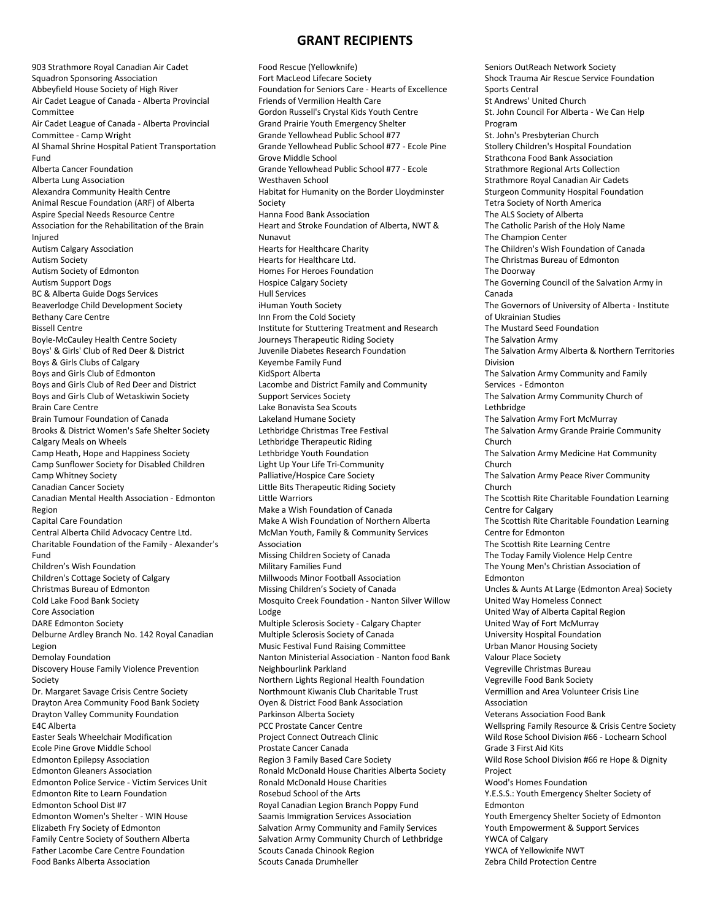# GRANT RECIPIENTS

903 Strathmore Royal Canadian Air Cadet Squadron Sponsoring Association
Abbeyfield House Society of High River
Air Cadet League of Canada - Alberta Provincial Committee
Air Cadet League of Canada - Alberta Provincial Committee - Camp Wright
Al Shamal Shrine Hospital Patient Transportation Fund
Alberta Cancer Foundation
Alberta Lung Association
Alexandra Community Health Centre
Animal Rescue Foundation (ARF) of Alberta
Aspire Special Needs Resource Centre
Association for the Rehabilitation of the Brain Injured
Autism Calgary Association
Autism Society
Autism Society of Edmonton
Autism Support Dogs
BC & Alberta Guide Dogs Services
Beaverlodge Child Development Society
Bethany Care Centre
Bissell Centre
Boyle-McCauley Health Centre Society
Boys' & Girls' Club of Red Deer & District
Boys & Girls Clubs of Calgary
Boys and Girls Club of Edmonton
Boys and Girls Club of Red Deer and District
Boys and Girls Club of Wetaskiwin Society
Brain Care Centre
Brain Tumour Foundation of Canada
Brooks & District Women's Safe Shelter Society
Calgary Meals on Wheels
Camp Heath, Hope and Happiness Society
Camp Sunflower Society for Disabled Children
Camp Whitney Society
Canadian Cancer Society
Canadian Mental Health Association - Edmonton Region
Capital Care Foundation
Central Alberta Child Advocacy Centre Ltd.
Charitable Foundation of the Family - Alexander's Fund
Children's Wish Foundation
Children's Cottage Society of Calgary
Christmas Bureau of Edmonton
Cold Lake Food Bank Society
Core Association
DARE Edmonton Society
Delburne Ardley Branch No. 142 Royal Canadian Legion
Demolay Foundation
Discovery House Family Violence Prevention Society
Dr. Margaret Savage Crisis Centre Society
Drayton Area Community Food Bank Society
Drayton Valley Community Foundation
E4C Alberta
Easter Seals Wheelchair Modification
Ecole Pine Grove Middle School
Edmonton Epilepsy Association
Edmonton Gleaners Association
Edmonton Police Service - Victim Services Unit
Edmonton Rite to Learn Foundation
Edmonton School Dist #7
Edmonton Women's Shelter - WIN House
Elizabeth Fry Society of Edmonton
Family Centre Society of Southern Alberta
Father Lacombe Care Centre Foundation
Food Banks Alberta Association
Food Rescue (Yellowknife)
Fort MacLeod Lifecare Society
Foundation for Seniors Care - Hearts of Excellence
Friends of Vermilion Health Care
Gordon Russell's Crystal Kids Youth Centre
Grand Prairie Youth Emergency Shelter
Grande Yellowhead Public School #77
Grande Yellowhead Public School #77 - Ecole Pine Grove Middle School
Grande Yellowhead Public School #77 - Ecole Westhaven School
Habitat for Humanity on the Border Lloydminster Society
Hanna Food Bank Association
Heart and Stroke Foundation of Alberta, NWT & Nunavut
Hearts for Healthcare Charity
Hearts for Healthcare Ltd.
Homes For Heroes Foundation
Hospice Calgary Society
Hull Services
iHuman Youth Society
Inn From the Cold Society
Institute for Stuttering Treatment and Research
Journeys Therapeutic Riding Society
Juvenile Diabetes Research Foundation
Keyembe Family Fund
KidSport Alberta
Lacombe and District Family and Community Support Services Society
Lake Bonavista Sea Scouts
Lakeland Humane Society
Lethbridge Christmas Tree Festival
Lethbridge Therapeutic Riding
Lethbridge Youth Foundation
Light Up Your Life Tri-Community
Palliative/Hospice Care Society
Little Bits Therapeutic Riding Society
Little Warriors
Make a Wish Foundation of Canada
Make A Wish Foundation of Northern Alberta
McMan Youth, Family & Community Services Association
Missing Children Society of Canada
Military Families Fund
Millwoods Minor Football Association
Missing Children's Society of Canada
Mosquito Creek Foundation - Nanton Silver Willow Lodge
Multiple Sclerosis Society - Calgary Chapter
Multiple Sclerosis Society of Canada
Music Festival Fund Raising Committee
Nanton Ministerial Association - Nanton food Bank
Neighbourlink Parkland
Northern Lights Regional Health Foundation
Northmount Kiwanis Club Charitable Trust
Oyen & District Food Bank Association
Parkinson Alberta Society
PCC Prostate Cancer Centre
Project Connect Outreach Clinic
Prostate Cancer Canada
Region 3 Family Based Care Society
Ronald McDonald House Charities Alberta Society
Ronald McDonald House Charities
Rosebud School of the Arts
Royal Canadian Legion Branch Poppy Fund
Saamis Immigration Services Association
Salvation Army Community and Family Services
Salvation Army Community Church of Lethbridge
Scouts Canada Chinook Region
Scouts Canada Drumheller
Seniors OutReach Network Society
Shock Trauma Air Rescue Service Foundation
Sports Central
St Andrews' United Church
St. John Council For Alberta - We Can Help Program
St. John's Presbyterian Church
Stollery Children's Hospital Foundation
Strathcona Food Bank Association
Strathmore Regional Arts Collection
Strathmore Royal Canadian Air Cadets
Sturgeon Community Hospital Foundation
Tetra Society of North America
The ALS Society of Alberta
The Catholic Parish of the Holy Name
The Champion Center
The Children's Wish Foundation of Canada
The Christmas Bureau of Edmonton
The Doorway
The Governing Council of the Salvation Army in Canada
The Governors of University of Alberta - Institute of Ukrainian Studies
The Mustard Seed Foundation
The Salvation Army
The Salvation Army Alberta & Northern Territories Division
The Salvation Army Community and Family Services - Edmonton
The Salvation Army Community Church of Lethbridge
The Salvation Army Fort McMurray
The Salvation Army Grande Prairie Community Church
The Salvation Army Medicine Hat Community Church
The Salvation Army Peace River Community Church
The Scottish Rite Charitable Foundation Learning Centre for Calgary
The Scottish Rite Charitable Foundation Learning Centre for Edmonton
The Scottish Rite Learning Centre
The Today Family Violence Help Centre
The Young Men's Christian Association of Edmonton
Uncles & Aunts At Large (Edmonton Area) Society
United Way Homeless Connect
United Way of Alberta Capital Region
United Way of Fort McMurray
University Hospital Foundation
Urban Manor Housing Society
Valour Place Society
Vegreville Christmas Bureau
Vegreville Food Bank Society
Vermillion and Area Volunteer Crisis Line Association
Veterans Association Food Bank
Wellspring Family Resource & Crisis Centre Society
Wild Rose School Division #66 - Lochearn School Grade 3 First Aid Kits
Wild Rose School Division #66 re Hope & Dignity Project
Wood's Homes Foundation
Y.E.S.S.: Youth Emergency Shelter Society of Edmonton
Youth Emergency Shelter Society of Edmonton
Youth Empowerment & Support Services
YWCA of Calgary
YWCA of Yellowknife NWT
Zebra Child Protection Centre